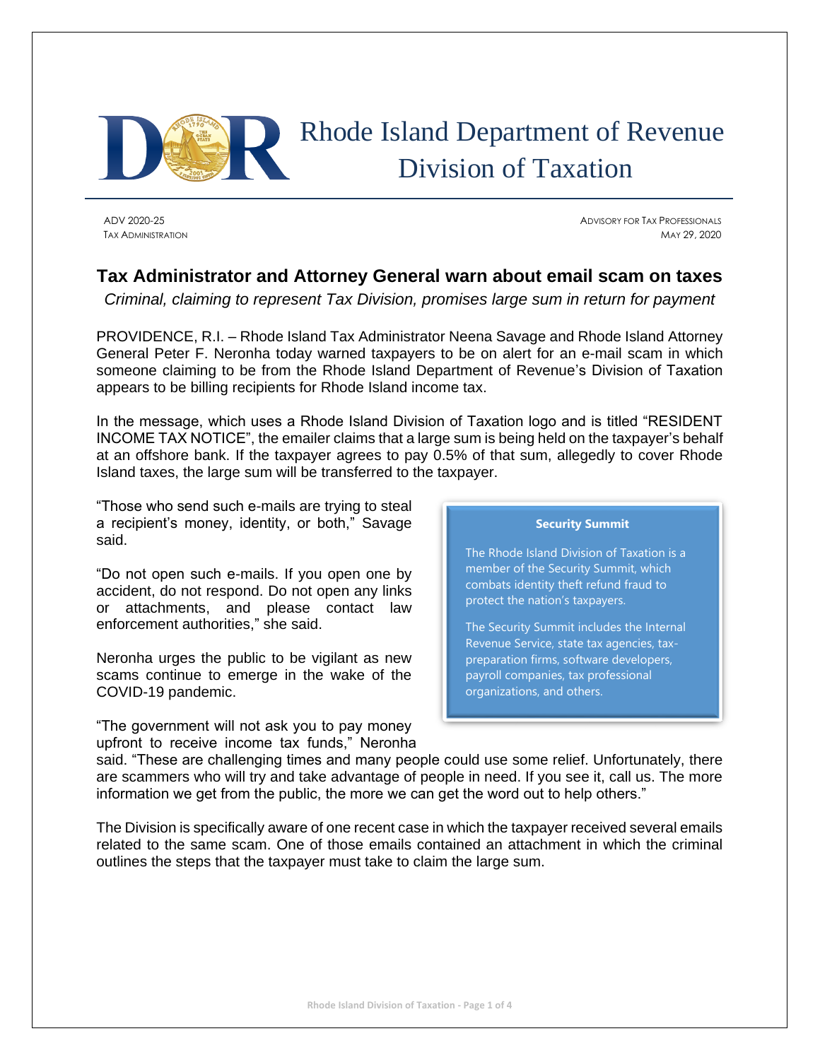# Rhode Island Department of Revenue Division of Taxation

ADV 2020-25
TAX ADMINISTRATION

ADVISORY FOR TAX PROFESSIONALS
MAY 29, 2020

## Tax Administrator and Attorney General warn about email scam on taxes

*Criminal, claiming to represent Tax Division, promises large sum in return for payment*

PROVIDENCE, R.I. – Rhode Island Tax Administrator Neena Savage and Rhode Island Attorney General Peter F. Neronha today warned taxpayers to be on alert for an e-mail scam in which someone claiming to be from the Rhode Island Department of Revenue's Division of Taxation appears to be billing recipients for Rhode Island income tax.

In the message, which uses a Rhode Island Division of Taxation logo and is titled "RESIDENT INCOME TAX NOTICE", the emailer claims that a large sum is being held on the taxpayer's behalf at an offshore bank. If the taxpayer agrees to pay 0.5% of that sum, allegedly to cover Rhode Island taxes, the large sum will be transferred to the taxpayer.

"Those who send such e-mails are trying to steal a recipient's money, identity, or both," Savage said.

"Do not open such e-mails. If you open one by accident, do not respond. Do not open any links or attachments, and please contact law enforcement authorities," she said.

Neronha urges the public to be vigilant as new scams continue to emerge in the wake of the COVID-19 pandemic.

"The government will not ask you to pay money upfront to receive income tax funds," Neronha said. "These are challenging times and many people could use some relief. Unfortunately, there are scammers who will try and take advantage of people in need. If you see it, call us. The more information we get from the public, the more we can get the word out to help others."

The Division is specifically aware of one recent case in which the taxpayer received several emails related to the same scam. One of those emails contained an attachment in which the criminal outlines the steps that the taxpayer must take to claim the large sum.

**Security Summit**

The Rhode Island Division of Taxation is a member of the Security Summit, which combats identity theft refund fraud to protect the nation's taxpayers.

The Security Summit includes the Internal Revenue Service, state tax agencies, tax-preparation firms, software developers, payroll companies, tax professional organizations, and others.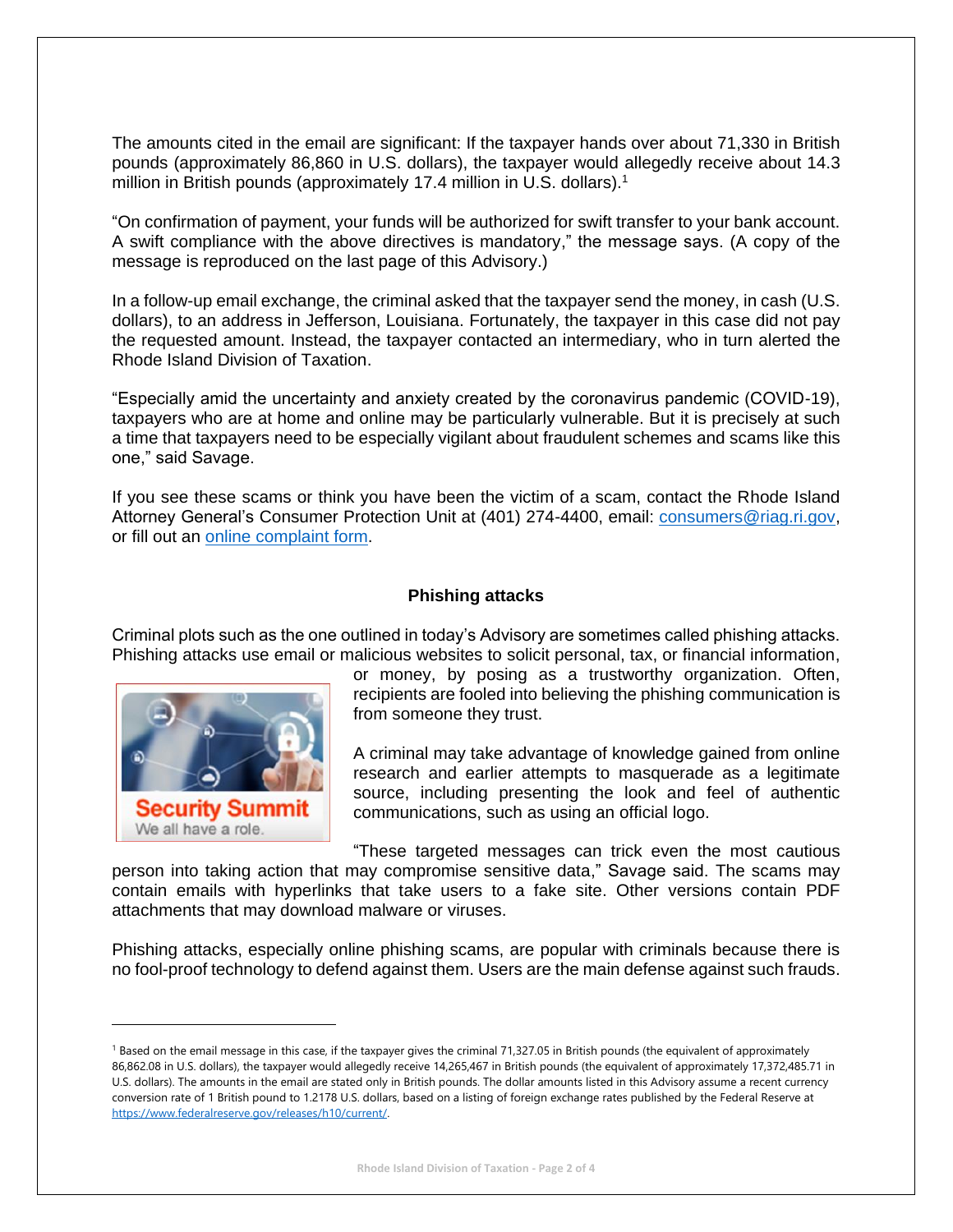The amounts cited in the email are significant: If the taxpayer hands over about 71,330 in British pounds (approximately 86,860 in U.S. dollars), the taxpayer would allegedly receive about 14.3 million in British pounds (approximately 17.4 million in U.S. dollars).[1]

"On confirmation of payment, your funds will be authorized for swift transfer to your bank account. A swift compliance with the above directives is mandatory," the message says. (A copy of the message is reproduced on the last page of this Advisory.)

In a follow-up email exchange, the criminal asked that the taxpayer send the money, in cash (U.S. dollars), to an address in Jefferson, Louisiana. Fortunately, the taxpayer in this case did not pay the requested amount. Instead, the taxpayer contacted an intermediary, who in turn alerted the Rhode Island Division of Taxation.

"Especially amid the uncertainty and anxiety created by the coronavirus pandemic (COVID-19), taxpayers who are at home and online may be particularly vulnerable. But it is precisely at such a time that taxpayers need to be especially vigilant about fraudulent schemes and scams like this one," said Savage.

If you see these scams or think you have been the victim of a scam, contact the Rhode Island Attorney General's Consumer Protection Unit at (401) 274-4400, email: consumers@riag.ri.gov, or fill out an online complaint form.

### Phishing attacks

Criminal plots such as the one outlined in today's Advisory are sometimes called phishing attacks. Phishing attacks use email or malicious websites to solicit personal, tax, or financial information, or money, by posing as a trustworthy organization. Often, recipients are fooled into believing the phishing communication is from someone they trust.

A criminal may take advantage of knowledge gained from online research and earlier attempts to masquerade as a legitimate source, including presenting the look and feel of authentic communications, such as using an official logo.

"These targeted messages can trick even the most cautious person into taking action that may compromise sensitive data," Savage said. The scams may contain emails with hyperlinks that take users to a fake site. Other versions contain PDF attachments that may download malware or viruses.

Phishing attacks, especially online phishing scams, are popular with criminals because there is no fool-proof technology to defend against them. Users are the main defense against such frauds.

---

[1] Based on the email message in this case, if the taxpayer gives the criminal 71,327.05 in British pounds (the equivalent of approximately 86,862.08 in U.S. dollars), the taxpayer would allegedly receive 14,265,467 in British pounds (the equivalent of approximately 17,372,485.71 in U.S. dollars). The amounts in the email are stated only in British pounds. The dollar amounts listed in this Advisory assume a recent currency conversion rate of 1 British pound to 1.2178 U.S. dollars, based on a listing of foreign exchange rates published by the Federal Reserve at https://www.federalreserve.gov/releases/h10/current/.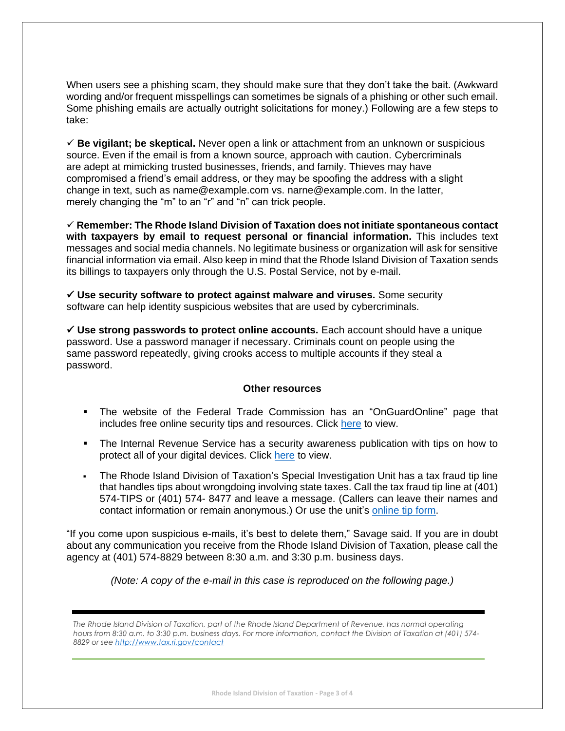When users see a phishing scam, they should make sure that they don't take the bait. (Awkward wording and/or frequent misspellings can sometimes be signals of a phishing or other such email. Some phishing emails are actually outright solicitations for money.) Following are a few steps to take:

✓ **Be vigilant; be skeptical.** Never open a link or attachment from an unknown or suspicious source. Even if the email is from a known source, approach with caution. Cybercriminals are adept at mimicking trusted businesses, friends, and family. Thieves may have compromised a friend's email address, or they may be spoofing the address with a slight change in text, such as name@example.com vs. narne@example.com. In the latter, merely changing the "m" to an "r" and "n" can trick people.

✓ **Remember: The Rhode Island Division of Taxation does not initiate spontaneous contact with taxpayers by email to request personal or financial information.** This includes text messages and social media channels. No legitimate business or organization will ask for sensitive financial information via email. Also keep in mind that the Rhode Island Division of Taxation sends its billings to taxpayers only through the U.S. Postal Service, not by e-mail.

✓ **Use security software to protect against malware and viruses.** Some security software can help identity suspicious websites that are used by cybercriminals.

✓ **Use strong passwords to protect online accounts.** Each account should have a unique password. Use a password manager if necessary. Criminals count on people using the same password repeatedly, giving crooks access to multiple accounts if they steal a password.

**Other resources**

- The website of the Federal Trade Commission has an "OnGuardOnline" page that includes free online security tips and resources. Click here to view.
- The Internal Revenue Service has a security awareness publication with tips on how to protect all of your digital devices. Click here to view.
- The Rhode Island Division of Taxation's Special Investigation Unit has a tax fraud tip line that handles tips about wrongdoing involving state taxes. Call the tax fraud tip line at (401) 574-TIPS or (401) 574- 8477 and leave a message. (Callers can leave their names and contact information or remain anonymous.) Or use the unit's online tip form.

"If you come upon suspicious e-mails, it's best to delete them," Savage said. If you are in doubt about any communication you receive from the Rhode Island Division of Taxation, please call the agency at (401) 574-8829 between 8:30 a.m. and 3:30 p.m. business days.

*(Note: A copy of the e-mail in this case is reproduced on the following page.)*

*The Rhode Island Division of Taxation, part of the Rhode Island Department of Revenue, has normal operating hours from 8:30 a.m. to 3:30 p.m. business days. For more information, contact the Division of Taxation at (401) 574-8829 or see http://www.tax.ri.gov/contact*